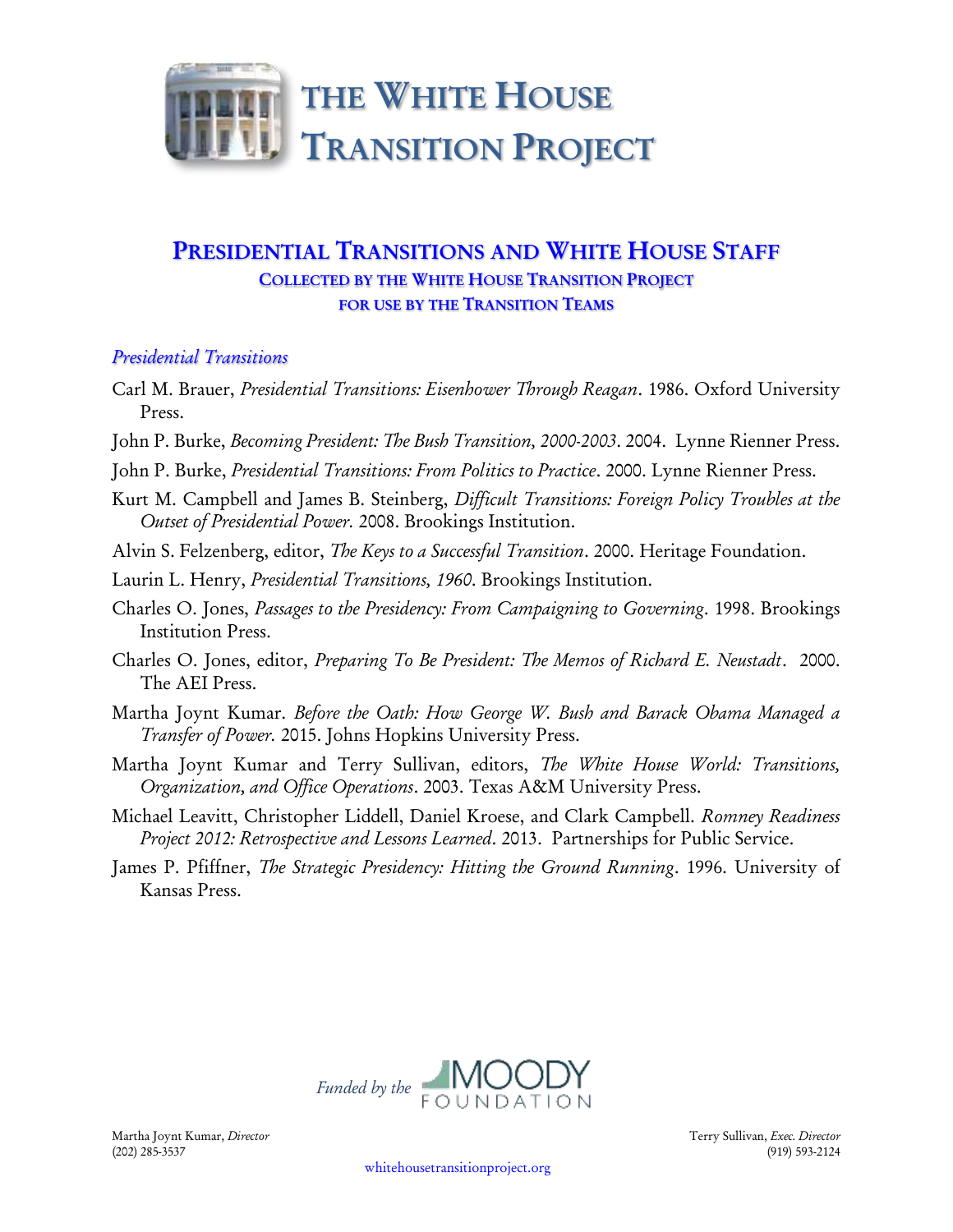# The White House Transition Project

## Presidential Transitions and White House Staff

### Collected by the White House Transition Project for use by the Transition Teams

*Presidential Transitions*

Carl M. Brauer, *Presidential Transitions: Eisenhower Through Reagan*. 1986. Oxford University Press.

John P. Burke, *Becoming President: The Bush Transition, 2000-2003*. 2004. Lynne Rienner Press.

John P. Burke, *Presidential Transitions: From Politics to Practice*. 2000. Lynne Rienner Press.

Kurt M. Campbell and James B. Steinberg, *Difficult Transitions: Foreign Policy Troubles at the Outset of Presidential Power.* 2008. Brookings Institution.

Alvin S. Felzenberg, editor, *The Keys to a Successful Transition*. 2000. Heritage Foundation.

Laurin L. Henry, *Presidential Transitions, 1960*. Brookings Institution.

Charles O. Jones, *Passages to the Presidency: From Campaigning to Governing*. 1998. Brookings Institution Press.

Charles O. Jones, editor, *Preparing To Be President: The Memos of Richard E. Neustadt*. 2000. The AEI Press.

Martha Joynt Kumar. *Before the Oath: How George W. Bush and Barack Obama Managed a Transfer of Power.* 2015. Johns Hopkins University Press.

Martha Joynt Kumar and Terry Sullivan, editors, *The White House World: Transitions, Organization, and Office Operations*. 2003. Texas A&M University Press.

Michael Leavitt, Christopher Liddell, Daniel Kroese, and Clark Campbell. *Romney Readiness Project 2012: Retrospective and Lessons Learned*. 2013. Partnerships for Public Service.

James P. Pfiffner, *The Strategic Presidency: Hitting the Ground Running*. 1996. University of Kansas Press.

*Funded by the* Moody Foundation

Martha Joynt Kumar, *Director*
(202) 285-3537

Terry Sullivan, *Exec. Director*
(919) 593-2124

whitehousetransitionproject.org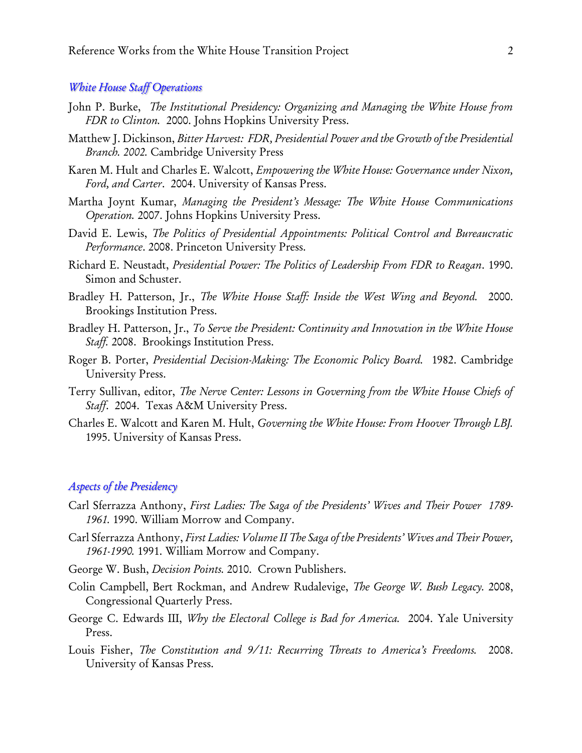## *White House Staff Operations*

John P. Burke, *The Institutional Presidency: Organizing and Managing the White House from FDR to Clinton.* 2000. Johns Hopkins University Press.

Matthew J. Dickinson, *Bitter Harvest: FDR, Presidential Power and the Growth of the Presidential Branch. 2002.* Cambridge University Press

Karen M. Hult and Charles E. Walcott, *Empowering the White House: Governance under Nixon, Ford, and Carter*. 2004. University of Kansas Press.

Martha Joynt Kumar, *Managing the President's Message: The White House Communications Operation.* 2007. Johns Hopkins University Press.

David E. Lewis, *The Politics of Presidential Appointments: Political Control and Bureaucratic Performance*. 2008. Princeton University Press.

Richard E. Neustadt, *Presidential Power: The Politics of Leadership From FDR to Reagan*. 1990. Simon and Schuster.

Bradley H. Patterson, Jr., *The White House Staff: Inside the West Wing and Beyond.* 2000. Brookings Institution Press.

Bradley H. Patterson, Jr., *To Serve the President: Continuity and Innovation in the White House Staff.* 2008. Brookings Institution Press.

Roger B. Porter, *Presidential Decision-Making: The Economic Policy Board.* 1982. Cambridge University Press.

Terry Sullivan, editor, *The Nerve Center: Lessons in Governing from the White House Chiefs of Staff*. 2004. Texas A&M University Press.

Charles E. Walcott and Karen M. Hult, *Governing the White House: From Hoover Through LBJ.* 1995. University of Kansas Press.

## *Aspects of the Presidency*

Carl Sferrazza Anthony, *First Ladies: The Saga of the Presidents' Wives and Their Power 1789-1961.* 1990. William Morrow and Company.

Carl Sferrazza Anthony, *First Ladies: Volume II The Saga of the Presidents' Wives and Their Power, 1961-1990.* 1991. William Morrow and Company.

George W. Bush, *Decision Points.* 2010. Crown Publishers.

Colin Campbell, Bert Rockman, and Andrew Rudalevige, *The George W. Bush Legacy.* 2008, Congressional Quarterly Press.

George C. Edwards III, *Why the Electoral College is Bad for America.* 2004. Yale University Press.

Louis Fisher, *The Constitution and 9/11: Recurring Threats to America's Freedoms.* 2008. University of Kansas Press.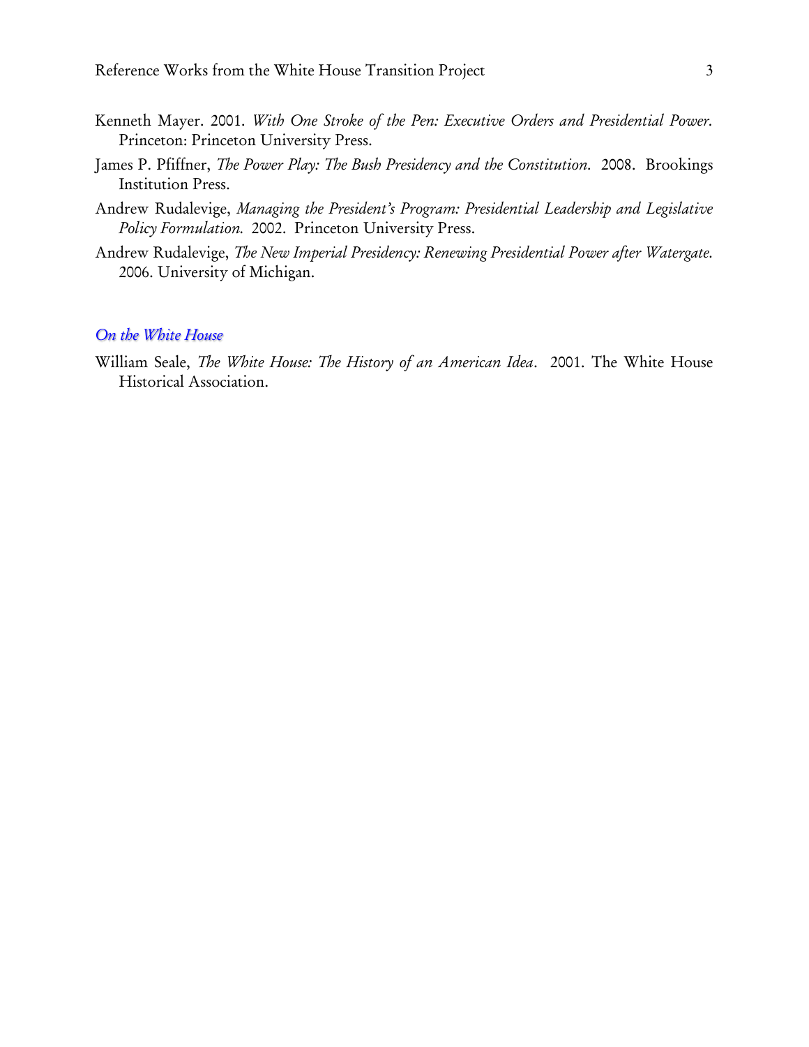Kenneth Mayer. 2001. *With One Stroke of the Pen: Executive Orders and Presidential Power.* Princeton: Princeton University Press.

James P. Pfiffner, *The Power Play: The Bush Presidency and the Constitution.* 2008. Brookings Institution Press.

Andrew Rudalevige, *Managing the President's Program: Presidential Leadership and Legislative Policy Formulation.* 2002. Princeton University Press.

Andrew Rudalevige, *The New Imperial Presidency: Renewing Presidential Power after Watergate.* 2006. University of Michigan.

### *On the White House*

William Seale, *The White House: The History of an American Idea*. 2001. The White House Historical Association.